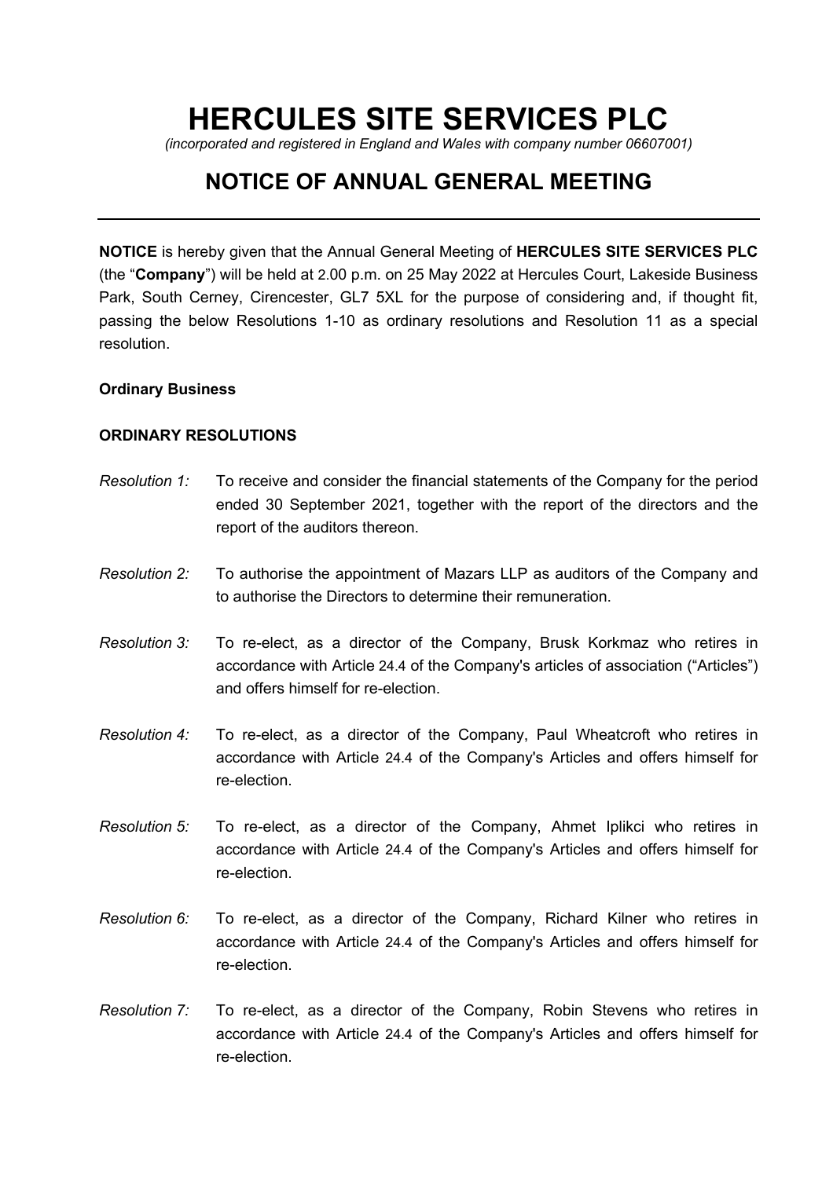# HERCULES SITE SERVICES PLC

*(incorporated and registered in England and Wales with company number 06607001)*

## NOTICE OF ANNUAL GENERAL MEETING

---

**NOTICE** is hereby given that the Annual General Meeting of **HERCULES SITE SERVICES PLC** (the "**Company**") will be held at 2.00 p.m. on 25 May 2022 at Hercules Court, Lakeside Business Park, South Cerney, Cirencester, GL7 5XL for the purpose of considering and, if thought fit, passing the below Resolutions 1-10 as ordinary resolutions and Resolution 11 as a special resolution.

**Ordinary Business**

**ORDINARY RESOLUTIONS**

*Resolution 1:* To receive and consider the financial statements of the Company for the period ended 30 September 2021, together with the report of the directors and the report of the auditors thereon.

*Resolution 2:* To authorise the appointment of Mazars LLP as auditors of the Company and to authorise the Directors to determine their remuneration.

*Resolution 3:* To re-elect, as a director of the Company, Brusk Korkmaz who retires in accordance with Article 24.4 of the Company's articles of association ("Articles") and offers himself for re-election.

*Resolution 4:* To re-elect, as a director of the Company, Paul Wheatcroft who retires in accordance with Article 24.4 of the Company's Articles and offers himself for re-election.

*Resolution 5:* To re-elect, as a director of the Company, Ahmet Iplikci who retires in accordance with Article 24.4 of the Company's Articles and offers himself for re-election.

*Resolution 6:* To re-elect, as a director of the Company, Richard Kilner who retires in accordance with Article 24.4 of the Company's Articles and offers himself for re-election.

*Resolution 7:* To re-elect, as a director of the Company, Robin Stevens who retires in accordance with Article 24.4 of the Company's Articles and offers himself for re-election.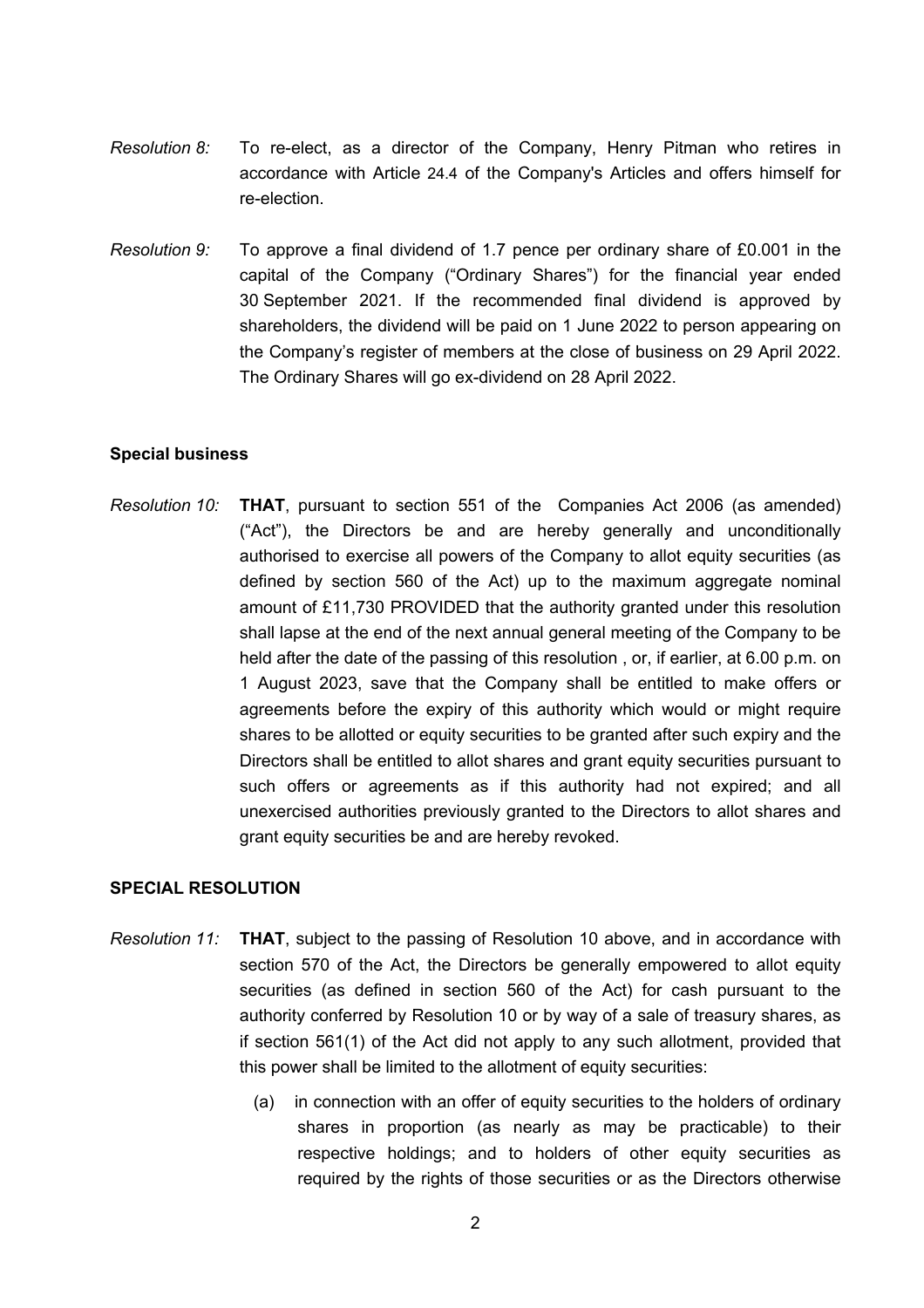*Resolution 8:* To re-elect, as a director of the Company, Henry Pitman who retires in accordance with Article 24.4 of the Company's Articles and offers himself for re-election.

*Resolution 9:* To approve a final dividend of 1.7 pence per ordinary share of £0.001 in the capital of the Company ("Ordinary Shares") for the financial year ended 30 September 2021. If the recommended final dividend is approved by shareholders, the dividend will be paid on 1 June 2022 to person appearing on the Company's register of members at the close of business on 29 April 2022. The Ordinary Shares will go ex-dividend on 28 April 2022.

**Special business**

*Resolution 10:* **THAT**, pursuant to section 551 of the Companies Act 2006 (as amended) ("Act"), the Directors be and are hereby generally and unconditionally authorised to exercise all powers of the Company to allot equity securities (as defined by section 560 of the Act) up to the maximum aggregate nominal amount of £11,730 PROVIDED that the authority granted under this resolution shall lapse at the end of the next annual general meeting of the Company to be held after the date of the passing of this resolution , or, if earlier, at 6.00 p.m. on 1 August 2023, save that the Company shall be entitled to make offers or agreements before the expiry of this authority which would or might require shares to be allotted or equity securities to be granted after such expiry and the Directors shall be entitled to allot shares and grant equity securities pursuant to such offers or agreements as if this authority had not expired; and all unexercised authorities previously granted to the Directors to allot shares and grant equity securities be and are hereby revoked.

**SPECIAL RESOLUTION**

*Resolution 11:* **THAT**, subject to the passing of Resolution 10 above, and in accordance with section 570 of the Act, the Directors be generally empowered to allot equity securities (as defined in section 560 of the Act) for cash pursuant to the authority conferred by Resolution 10 or by way of a sale of treasury shares, as if section 561(1) of the Act did not apply to any such allotment, provided that this power shall be limited to the allotment of equity securities:

(a) in connection with an offer of equity securities to the holders of ordinary shares in proportion (as nearly as may be practicable) to their respective holdings; and to holders of other equity securities as required by the rights of those securities or as the Directors otherwise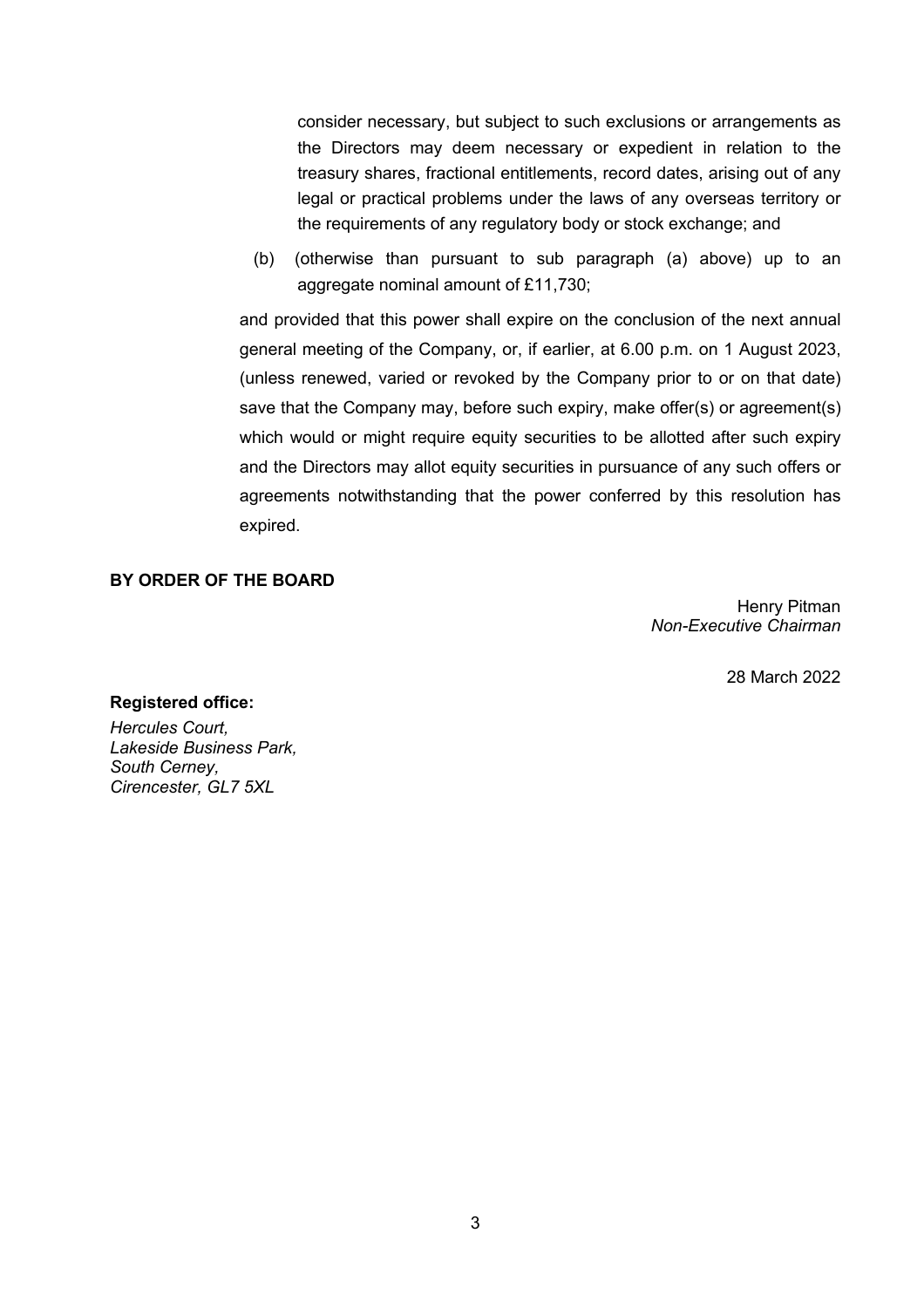consider necessary, but subject to such exclusions or arrangements as the Directors may deem necessary or expedient in relation to the treasury shares, fractional entitlements, record dates, arising out of any legal or practical problems under the laws of any overseas territory or the requirements of any regulatory body or stock exchange; and

(b) (otherwise than pursuant to sub paragraph (a) above) up to an aggregate nominal amount of £11,730;

and provided that this power shall expire on the conclusion of the next annual general meeting of the Company, or, if earlier, at 6.00 p.m. on 1 August 2023, (unless renewed, varied or revoked by the Company prior to or on that date) save that the Company may, before such expiry, make offer(s) or agreement(s) which would or might require equity securities to be allotted after such expiry and the Directors may allot equity securities in pursuance of any such offers or agreements notwithstanding that the power conferred by this resolution has expired.

**BY ORDER OF THE BOARD**

Henry Pitman
*Non-Executive Chairman*

28 March 2022

**Registered office:**

*Hercules Court,*
*Lakeside Business Park,*
*South Cerney,*
*Cirencester, GL7 5XL*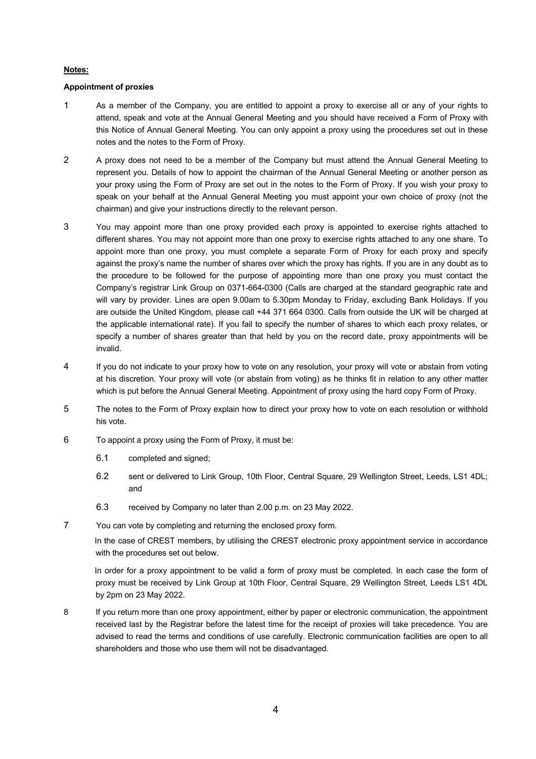**Notes:**

**Appointment of proxies**

1. As a member of the Company, you are entitled to appoint a proxy to exercise all or any of your rights to attend, speak and vote at the Annual General Meeting and you should have received a Form of Proxy with this Notice of Annual General Meeting. You can only appoint a proxy using the procedures set out in these notes and the notes to the Form of Proxy.

2. A proxy does not need to be a member of the Company but must attend the Annual General Meeting to represent you. Details of how to appoint the chairman of the Annual General Meeting or another person as your proxy using the Form of Proxy are set out in the notes to the Form of Proxy. If you wish your proxy to speak on your behalf at the Annual General Meeting you must appoint your own choice of proxy (not the chairman) and give your instructions directly to the relevant person.

3. You may appoint more than one proxy provided each proxy is appointed to exercise rights attached to different shares. You may not appoint more than one proxy to exercise rights attached to any one share. To appoint more than one proxy, you must complete a separate Form of Proxy for each proxy and specify against the proxy's name the number of shares over which the proxy has rights. If you are in any doubt as to the procedure to be followed for the purpose of appointing more than one proxy you must contact the Company's registrar Link Group on 0371-664-0300 (Calls are charged at the standard geographic rate and will vary by provider. Lines are open 9.00am to 5.30pm Monday to Friday, excluding Bank Holidays. If you are outside the United Kingdom, please call +44 371 664 0300. Calls from outside the UK will be charged at the applicable international rate). If you fail to specify the number of shares to which each proxy relates, or specify a number of shares greater than that held by you on the record date, proxy appointments will be invalid.

4. If you do not indicate to your proxy how to vote on any resolution, your proxy will vote or abstain from voting at his discretion. Your proxy will vote (or abstain from voting) as he thinks fit in relation to any other matter which is put before the Annual General Meeting. Appointment of proxy using the hard copy Form of Proxy.

5. The notes to the Form of Proxy explain how to direct your proxy how to vote on each resolution or withhold his vote.

6. To appoint a proxy using the Form of Proxy, it must be:

   6.1 completed and signed;

   6.2 sent or delivered to Link Group, 10th Floor, Central Square, 29 Wellington Street, Leeds, LS1 4DL; and

   6.3 received by Company no later than 2.00 p.m. on 23 May 2022.

7. You can vote by completing and returning the enclosed proxy form.

   In the case of CREST members, by utilising the CREST electronic proxy appointment service in accordance with the procedures set out below.

   In order for a proxy appointment to be valid a form of proxy must be completed. In each case the form of proxy must be received by Link Group at 10th Floor, Central Square, 29 Wellington Street, Leeds LS1 4DL by 2pm on 23 May 2022.

8. If you return more than one proxy appointment, either by paper or electronic communication, the appointment received last by the Registrar before the latest time for the receipt of proxies will take precedence. You are advised to read the terms and conditions of use carefully. Electronic communication facilities are open to all shareholders and those who use them will not be disadvantaged.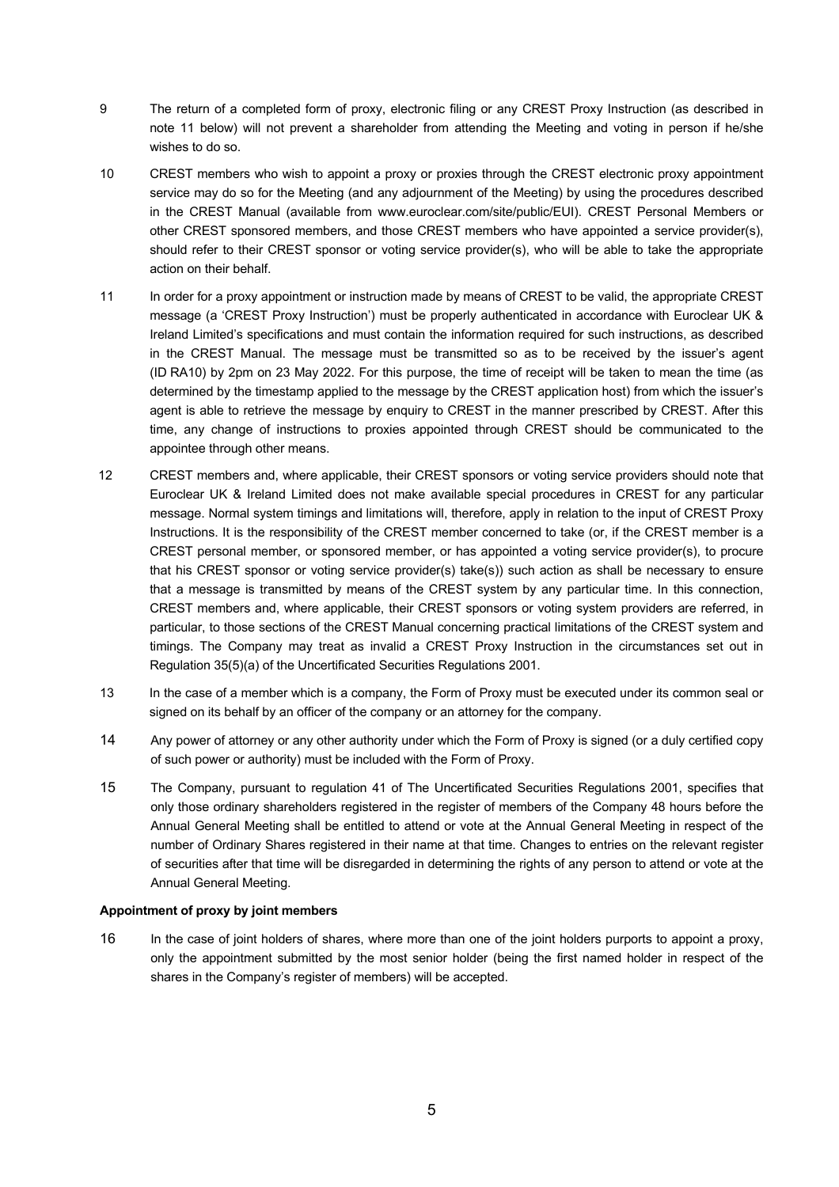9 The return of a completed form of proxy, electronic filing or any CREST Proxy Instruction (as described in note 11 below) will not prevent a shareholder from attending the Meeting and voting in person if he/she wishes to do so.

10 CREST members who wish to appoint a proxy or proxies through the CREST electronic proxy appointment service may do so for the Meeting (and any adjournment of the Meeting) by using the procedures described in the CREST Manual (available from www.euroclear.com/site/public/EUI). CREST Personal Members or other CREST sponsored members, and those CREST members who have appointed a service provider(s), should refer to their CREST sponsor or voting service provider(s), who will be able to take the appropriate action on their behalf.

11 In order for a proxy appointment or instruction made by means of CREST to be valid, the appropriate CREST message (a 'CREST Proxy Instruction') must be properly authenticated in accordance with Euroclear UK & Ireland Limited's specifications and must contain the information required for such instructions, as described in the CREST Manual. The message must be transmitted so as to be received by the issuer's agent (ID RA10) by 2pm on 23 May 2022. For this purpose, the time of receipt will be taken to mean the time (as determined by the timestamp applied to the message by the CREST application host) from which the issuer's agent is able to retrieve the message by enquiry to CREST in the manner prescribed by CREST. After this time, any change of instructions to proxies appointed through CREST should be communicated to the appointee through other means.

12 CREST members and, where applicable, their CREST sponsors or voting service providers should note that Euroclear UK & Ireland Limited does not make available special procedures in CREST for any particular message. Normal system timings and limitations will, therefore, apply in relation to the input of CREST Proxy Instructions. It is the responsibility of the CREST member concerned to take (or, if the CREST member is a CREST personal member, or sponsored member, or has appointed a voting service provider(s), to procure that his CREST sponsor or voting service provider(s) take(s)) such action as shall be necessary to ensure that a message is transmitted by means of the CREST system by any particular time. In this connection, CREST members and, where applicable, their CREST sponsors or voting system providers are referred, in particular, to those sections of the CREST Manual concerning practical limitations of the CREST system and timings. The Company may treat as invalid a CREST Proxy Instruction in the circumstances set out in Regulation 35(5)(a) of the Uncertificated Securities Regulations 2001.

13 In the case of a member which is a company, the Form of Proxy must be executed under its common seal or signed on its behalf by an officer of the company or an attorney for the company.

14 Any power of attorney or any other authority under which the Form of Proxy is signed (or a duly certified copy of such power or authority) must be included with the Form of Proxy.

15 The Company, pursuant to regulation 41 of The Uncertificated Securities Regulations 2001, specifies that only those ordinary shareholders registered in the register of members of the Company 48 hours before the Annual General Meeting shall be entitled to attend or vote at the Annual General Meeting in respect of the number of Ordinary Shares registered in their name at that time. Changes to entries on the relevant register of securities after that time will be disregarded in determining the rights of any person to attend or vote at the Annual General Meeting.

**Appointment of proxy by joint members**

16 In the case of joint holders of shares, where more than one of the joint holders purports to appoint a proxy, only the appointment submitted by the most senior holder (being the first named holder in respect of the shares in the Company's register of members) will be accepted.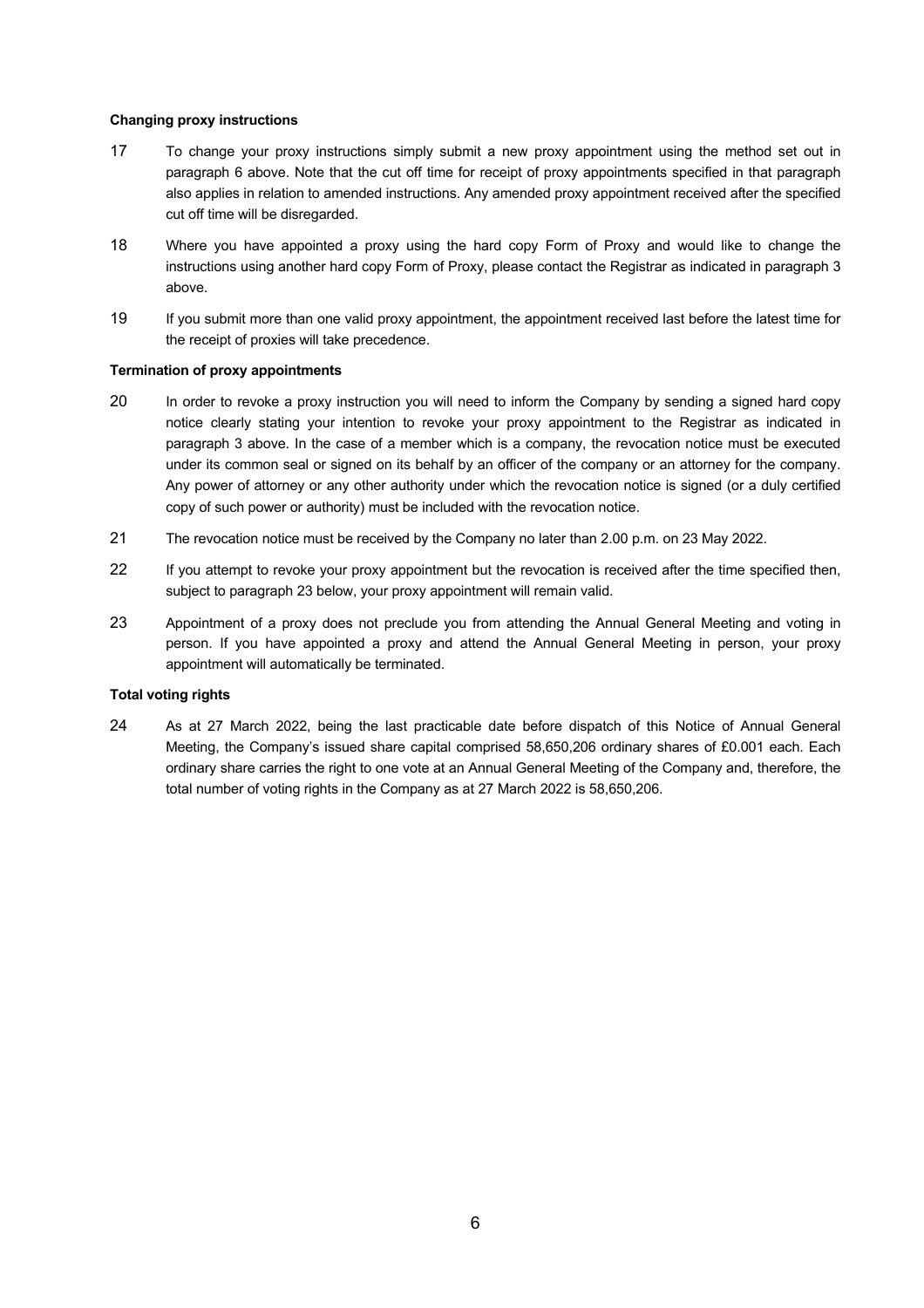**Changing proxy instructions**

17 To change your proxy instructions simply submit a new proxy appointment using the method set out in paragraph 6 above. Note that the cut off time for receipt of proxy appointments specified in that paragraph also applies in relation to amended instructions. Any amended proxy appointment received after the specified cut off time will be disregarded.

18 Where you have appointed a proxy using the hard copy Form of Proxy and would like to change the instructions using another hard copy Form of Proxy, please contact the Registrar as indicated in paragraph 3 above.

19 If you submit more than one valid proxy appointment, the appointment received last before the latest time for the receipt of proxies will take precedence.

**Termination of proxy appointments**

20 In order to revoke a proxy instruction you will need to inform the Company by sending a signed hard copy notice clearly stating your intention to revoke your proxy appointment to the Registrar as indicated in paragraph 3 above. In the case of a member which is a company, the revocation notice must be executed under its common seal or signed on its behalf by an officer of the company or an attorney for the company. Any power of attorney or any other authority under which the revocation notice is signed (or a duly certified copy of such power or authority) must be included with the revocation notice.

21 The revocation notice must be received by the Company no later than 2.00 p.m. on 23 May 2022.

22 If you attempt to revoke your proxy appointment but the revocation is received after the time specified then, subject to paragraph 23 below, your proxy appointment will remain valid.

23 Appointment of a proxy does not preclude you from attending the Annual General Meeting and voting in person. If you have appointed a proxy and attend the Annual General Meeting in person, your proxy appointment will automatically be terminated.

**Total voting rights**

24 As at 27 March 2022, being the last practicable date before dispatch of this Notice of Annual General Meeting, the Company's issued share capital comprised 58,650,206 ordinary shares of £0.001 each. Each ordinary share carries the right to one vote at an Annual General Meeting of the Company and, therefore, the total number of voting rights in the Company as at 27 March 2022 is 58,650,206.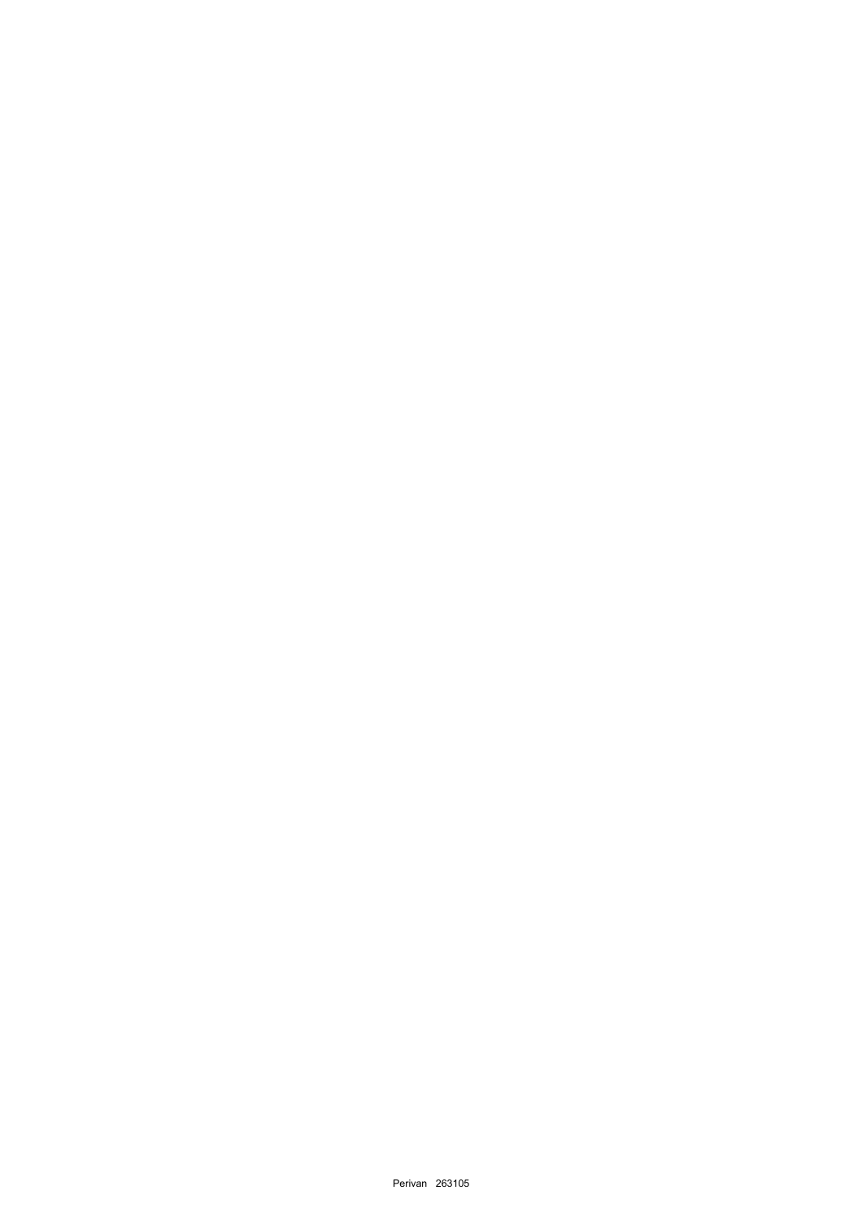Perivan 263105